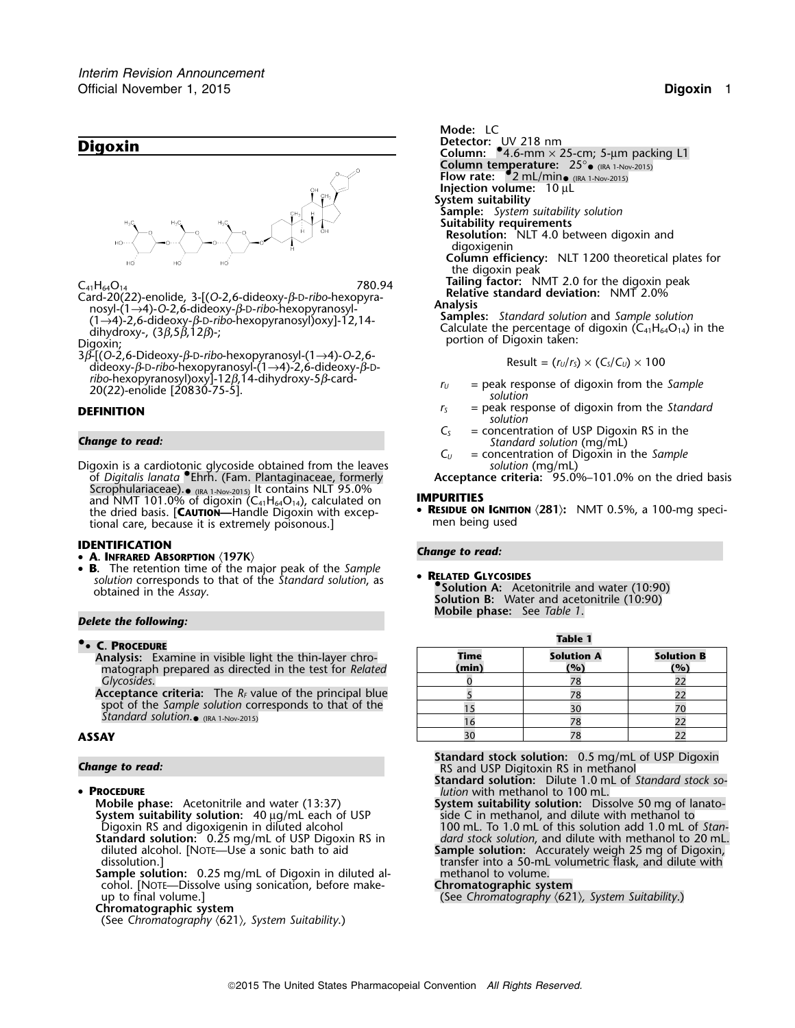# Digoxin

$C_{41}H_{64}O_{14}$ 780.94

Card-20(22)-enolide, 3-[(O-2,6-dideoxy-β-D-*ribo*-hexopyranosyl-(1→4)-O-2,6-dideoxy-β-D-*ribo*-hexopyranosyl-(1→4)-2,6-dideoxy-β-D-*ribo*-hexopyranosyl)oxy]-12,14-dihydroxy-, (3β,5β,12β)-;

Digoxin;

3β-[(O-2,6-Dideoxy-β-D-*ribo*-hexopyranosyl-(1→4)-O-2,6-dideoxy-β-D-*ribo*-hexopyranosyl-(1→4)-2,6-dideoxy-β-D-*ribo*-hexopyranosyl)oxy]-12β,14-dihydroxy-5β-card-20(22)-enolide [20830-75-5].

## DEFINITION

***Change to read:***

Digoxin is a cardiotonic glycoside obtained from the leaves of *Digitalis lanata* •Ehrh. (Fam. Plantaginaceae, formerly Scrophulariaceae).• (IRA 1-Nov-2015) It contains NLT 95.0% and NMT 101.0% of digoxin ($C_{41}H_{64}O_{14}$), calculated on the dried basis. [**Caution**—Handle Digoxin with exceptional care, because it is extremely poisonous.]

## IDENTIFICATION

- **A. Infrared Absorption** ⟨197K⟩
- **B.** The retention time of the major peak of the *Sample solution* corresponds to that of the *Standard solution*, as obtained in the *Assay*.

***Delete the following:***

- •**C. Procedure**
  **Analysis:** Examine in visible light the thin-layer chromatograph prepared as directed in the test for *Related Glycosides*.
  **Acceptance criteria:** The $R_F$ value of the principal blue spot of the *Sample solution* corresponds to that of the *Standard solution*.• (IRA 1-Nov-2015)

## ASSAY

***Change to read:***

- **Procedure**

**Mobile phase:** Acetonitrile and water (13:37)

**System suitability solution:** 40 µg/mL each of USP Digoxin RS and digoxigenin in diluted alcohol

**Standard solution:** 0.25 mg/mL of USP Digoxin RS in diluted alcohol. [Note—Use a sonic bath to aid dissolution.]

**Sample solution:** 0.25 mg/mL of Digoxin in diluted alcohol. [Note—Dissolve using sonication, before make-up to final volume.]

**Chromatographic system**

(See *Chromatography* ⟨621⟩, *System Suitability*.)

**Mode:** LC

**Detector:** UV 218 nm

**Column:** •4.6-mm × 25-cm; 5-µm packing L1

**Column temperature:** 25°• (IRA 1-Nov-2015)

**Flow rate:** •2 mL/min• (IRA 1-Nov-2015)

**Injection volume:** 10 µL

**System suitability**

**Sample:** *System suitability solution*

**Suitability requirements**

**Resolution:** NLT 4.0 between digoxin and digoxigenin

**Column efficiency:** NLT 1200 theoretical plates for the digoxin peak

**Tailing factor:** NMT 2.0 for the digoxin peak

**Relative standard deviation:** NMT 2.0%

**Analysis**

**Samples:** *Standard solution* and *Sample solution*

Calculate the percentage of digoxin ($C_{41}H_{64}O_{14}$) in the portion of Digoxin taken:

$$\text{Result} = (r_U/r_S) \times (C_S/C_U) \times 100$$

- $r_U$ = peak response of digoxin from the *Sample solution*
- $r_S$ = peak response of digoxin from the *Standard solution*
- $C_S$ = concentration of USP Digoxin RS in the *Standard solution* (mg/mL)
- $C_U$ = concentration of Digoxin in the *Sample solution* (mg/mL)

**Acceptance criteria:** 95.0%–101.0% on the dried basis

## IMPURITIES

- **Residue on Ignition** ⟨281⟩: NMT 0.5%, a 100-mg specimen being used

***Change to read:***

- **Related Glycosides**

•**Solution A:** Acetonitrile and water (10:90)

**Solution B:** Water and acetonitrile (10:90)

**Mobile phase:** See *Table 1*.

**Table 1**

| Time (min) | Solution A (%) | Solution B (%) |
|---|---|---|
| 0 | 78 | 22 |
| 5 | 78 | 22 |
| 15 | 30 | 70 |
| 16 | 78 | 22 |
| 30 | 78 | 22 |

**Standard stock solution:** 0.5 mg/mL of USP Digoxin RS and USP Digitoxin RS in methanol

**Standard solution:** Dilute 1.0 mL of *Standard stock solution* with methanol to 100 mL.

**System suitability solution:** Dissolve 50 mg of lanatoside C in methanol, and dilute with methanol to 100 mL. To 1.0 mL of this solution add 1.0 mL of *Standard stock solution*, and dilute with methanol to 20 mL.

**Sample solution:** Accurately weigh 25 mg of Digoxin, transfer into a 50-mL volumetric flask, and dilute with methanol to volume.

**Chromatographic system**

(See *Chromatography* ⟨621⟩, *System Suitability*.)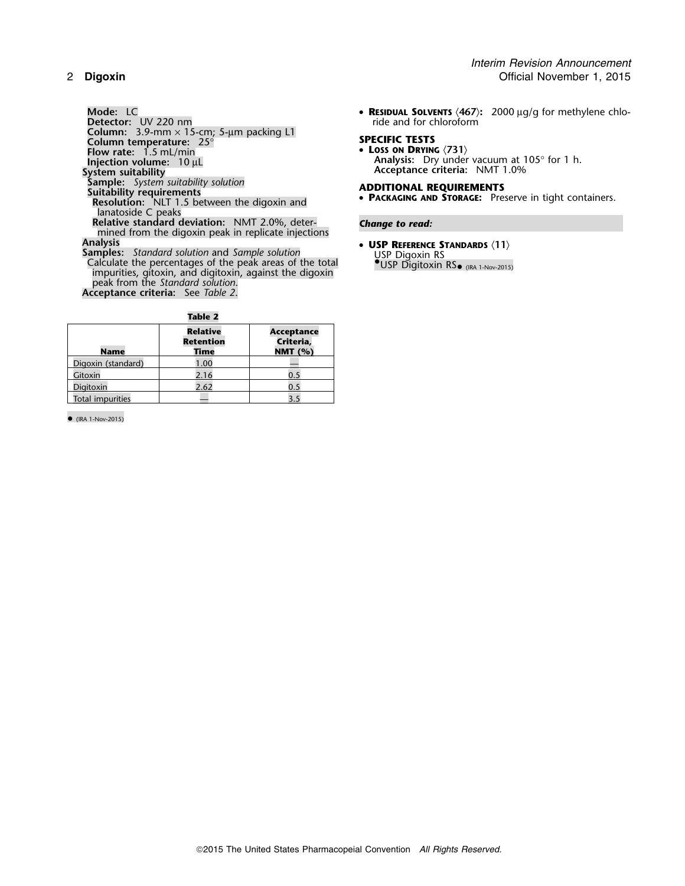**Mode:** LC
**Detector:** UV 220 nm
**Column:** 3.9-mm × 15-cm; 5-µm packing L1
**Column temperature:** 25°
**Flow rate:** 1.5 mL/min
**Injection volume:** 10 µL

**System suitability**

**Sample:** *System suitability solution*

**Suitability requirements**

**Resolution:** NLT 1.5 between the digoxin and lanatoside C peaks

**Relative standard deviation:** NMT 2.0%, determined from the digoxin peak in replicate injections

**Analysis**

**Samples:** *Standard solution* and *Sample solution*

Calculate the percentages of the peak areas of the total impurities, gitoxin, and digitoxin, against the digoxin peak from the *Standard solution*.

**Acceptance criteria:** See *Table 2*.

**Table 2**

| Name | Relative Retention Time | Acceptance Criteria, NMT (%) |
|---|---|---|
| Digoxin (standard) | 1.00 | — |
| Gitoxin | 2.16 | 0.5 |
| Digitoxin | 2.62 | 0.5 |
| Total impurities | — | 3.5 |

● (IRA 1-Nov-2015)

- **Residual Solvents** ⟨467⟩**:** 2000 µg/g for methylene chloride and for chloroform

## SPECIFIC TESTS

- **Loss on Drying** ⟨731⟩

**Analysis:** Dry under vacuum at 105° for 1 h.

**Acceptance criteria:** NMT 1.0%

## ADDITIONAL REQUIREMENTS

- **Packaging and Storage:** Preserve in tight containers.

***Change to read:***

- **USP Reference Standards** ⟨11⟩

USP Digoxin RS

●USP Digitoxin RS● (IRA 1-Nov-2015)